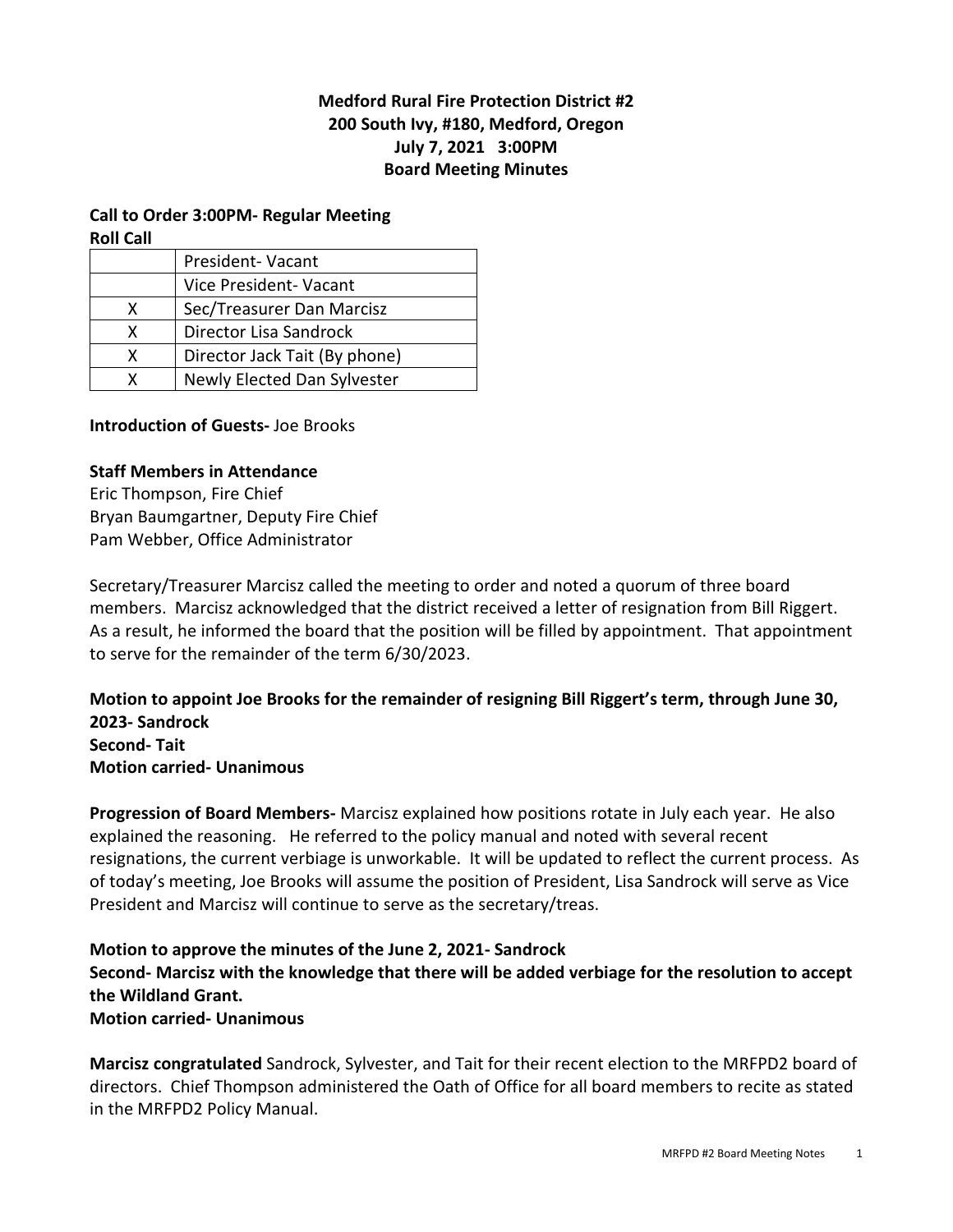**Medford Rural Fire Protection District #2**
**200 South Ivy, #180, Medford, Oregon**
**July 7, 2021 3:00PM**
**Board Meeting Minutes**

**Call to Order 3:00PM- Regular Meeting**
**Roll Call**

| | |
|---|---|
| | President- Vacant |
| | Vice President- Vacant |
| X | Sec/Treasurer Dan Marcisz |
| X | Director Lisa Sandrock |
| X | Director Jack Tait (By phone) |
| X | Newly Elected Dan Sylvester |

**Introduction of Guests-** Joe Brooks

**Staff Members in Attendance**
Eric Thompson, Fire Chief
Bryan Baumgartner, Deputy Fire Chief
Pam Webber, Office Administrator

Secretary/Treasurer Marcisz called the meeting to order and noted a quorum of three board members. Marcisz acknowledged that the district received a letter of resignation from Bill Riggert. As a result, he informed the board that the position will be filled by appointment. That appointment to serve for the remainder of the term 6/30/2023.

**Motion to appoint Joe Brooks for the remainder of resigning Bill Riggert's term, through June 30, 2023- Sandrock**
**Second- Tait**
**Motion carried- Unanimous**

**Progression of Board Members-** Marcisz explained how positions rotate in July each year. He also explained the reasoning. He referred to the policy manual and noted with several recent resignations, the current verbiage is unworkable. It will be updated to reflect the current process. As of today's meeting, Joe Brooks will assume the position of President, Lisa Sandrock will serve as Vice President and Marcisz will continue to serve as the secretary/treas.

**Motion to approve the minutes of the June 2, 2021- Sandrock**
**Second- Marcisz with the knowledge that there will be added verbiage for the resolution to accept the Wildland Grant.**
**Motion carried- Unanimous**

**Marcisz congratulated** Sandrock, Sylvester, and Tait for their recent election to the MRFPD2 board of directors. Chief Thompson administered the Oath of Office for all board members to recite as stated in the MRFPD2 Policy Manual.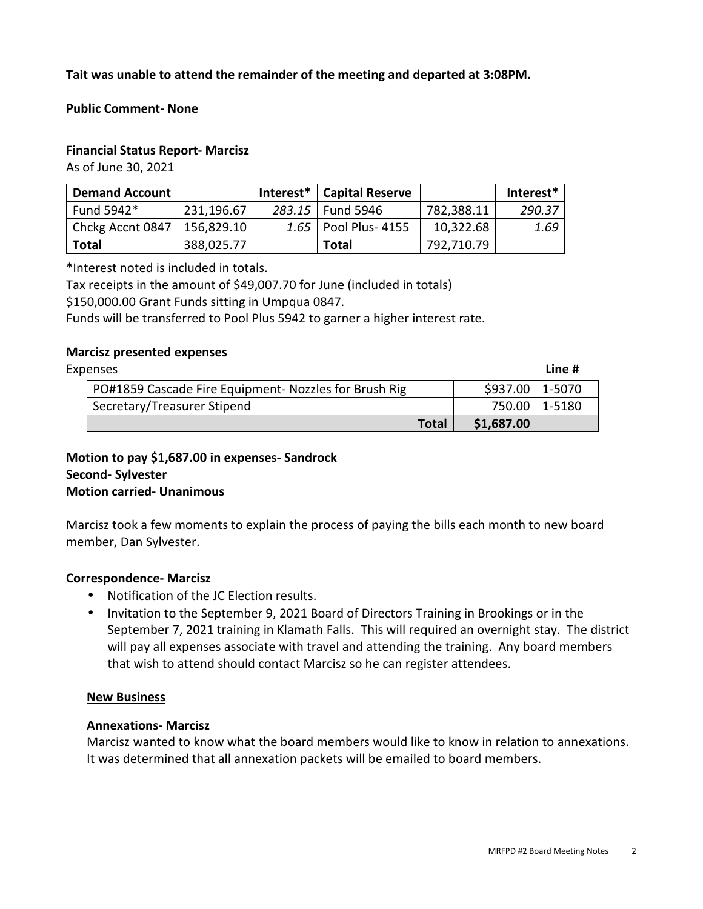**Tait was unable to attend the remainder of the meeting and departed at 3:08PM.**

**Public Comment- None**

**Financial Status Report- Marcisz**

As of June 30, 2021

| Demand Account | | Interest* | Capital Reserve | | Interest* |
|---|---|---|---|---|---|
| Fund 5942* | 231,196.67 | *283.15* | Fund 5946 | 782,388.11 | *290.37* |
| Chckg Accnt 0847 | 156,829.10 | *1.65* | Pool Plus- 4155 | 10,322.68 | *1.69* |
| **Total** | 388,025.77 | | **Total** | 792,710.79 | |

*Interest noted is included in totals.

Tax receipts in the amount of $49,007.70 for June (included in totals)

$150,000.00 Grant Funds sitting in Umpqua 0847.

Funds will be transferred to Pool Plus 5942 to garner a higher interest rate.

**Marcisz presented expenses**

| Expenses | | Line # |
|---|---|---|
| PO#1859 Cascade Fire Equipment- Nozzles for Brush Rig | $937.00 | 1-5070 |
| Secretary/Treasurer Stipend | 750.00 | 1-5180 |
| **Total** | **$1,687.00** | |

**Motion to pay $1,687.00 in expenses- Sandrock**
**Second- Sylvester**
**Motion carried- Unanimous**

Marcisz took a few moments to explain the process of paying the bills each month to new board member, Dan Sylvester.

**Correspondence- Marcisz**

- Notification of the JC Election results.
- Invitation to the September 9, 2021 Board of Directors Training in Brookings or in the September 7, 2021 training in Klamath Falls. This will required an overnight stay. The district will pay all expenses associate with travel and attending the training. Any board members that wish to attend should contact Marcisz so he can register attendees.

## New Business

**Annexations- Marcisz**

Marcisz wanted to know what the board members would like to know in relation to annexations. It was determined that all annexation packets will be emailed to board members.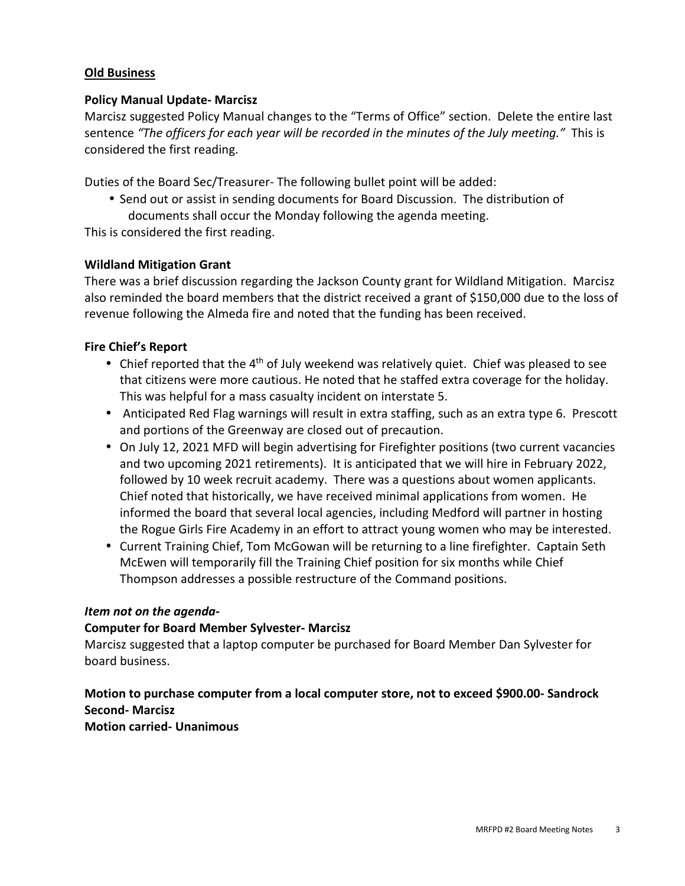## Old Business

### Policy Manual Update- Marcisz

Marcisz suggested Policy Manual changes to the "Terms of Office" section. Delete the entire last sentence *"The officers for each year will be recorded in the minutes of the July meeting."* This is considered the first reading.

Duties of the Board Sec/Treasurer- The following bullet point will be added:

- Send out or assist in sending documents for Board Discussion. The distribution of documents shall occur the Monday following the agenda meeting.

This is considered the first reading.

### Wildland Mitigation Grant

There was a brief discussion regarding the Jackson County grant for Wildland Mitigation. Marcisz also reminded the board members that the district received a grant of $150,000 due to the loss of revenue following the Almeda fire and noted that the funding has been received.

### Fire Chief's Report

- Chief reported that the 4th of July weekend was relatively quiet. Chief was pleased to see that citizens were more cautious. He noted that he staffed extra coverage for the holiday. This was helpful for a mass casualty incident on interstate 5.
- Anticipated Red Flag warnings will result in extra staffing, such as an extra type 6. Prescott and portions of the Greenway are closed out of precaution.
- On July 12, 2021 MFD will begin advertising for Firefighter positions (two current vacancies and two upcoming 2021 retirements). It is anticipated that we will hire in February 2022, followed by 10 week recruit academy. There was a questions about women applicants. Chief noted that historically, we have received minimal applications from women. He informed the board that several local agencies, including Medford will partner in hosting the Rogue Girls Fire Academy in an effort to attract young women who may be interested.
- Current Training Chief, Tom McGowan will be returning to a line firefighter. Captain Seth McEwen will temporarily fill the Training Chief position for six months while Chief Thompson addresses a possible restructure of the Command positions.

### *Item not on the agenda-*

### Computer for Board Member Sylvester- Marcisz

Marcisz suggested that a laptop computer be purchased for Board Member Dan Sylvester for board business.

**Motion to purchase computer from a local computer store, not to exceed $900.00- Sandrock**
**Second- Marcisz**
**Motion carried- Unanimous**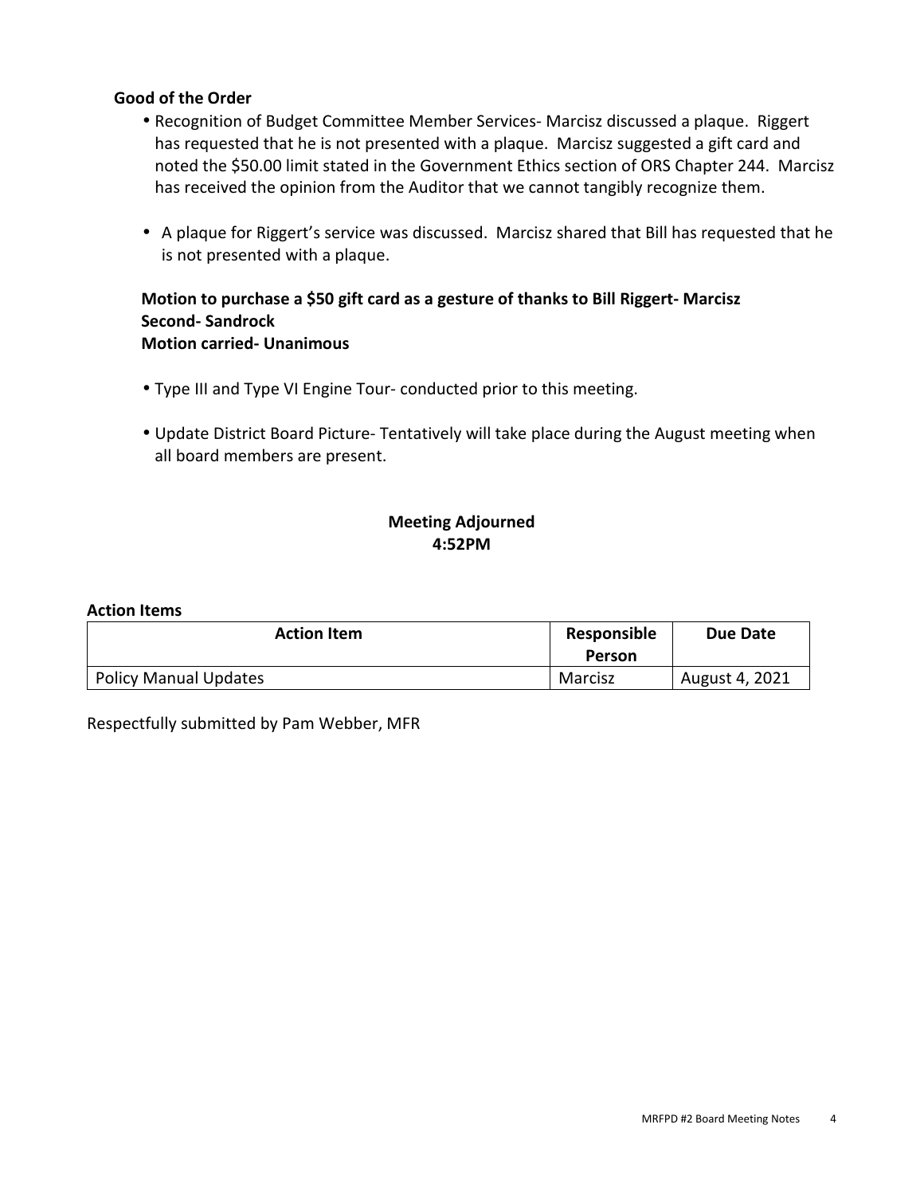**Good of the Order**

- Recognition of Budget Committee Member Services- Marcisz discussed a plaque. Riggert has requested that he is not presented with a plaque. Marcisz suggested a gift card and noted the $50.00 limit stated in the Government Ethics section of ORS Chapter 244. Marcisz has received the opinion from the Auditor that we cannot tangibly recognize them.

- A plaque for Riggert's service was discussed. Marcisz shared that Bill has requested that he is not presented with a plaque.

**Motion to purchase a $50 gift card as a gesture of thanks to Bill Riggert- Marcisz**
**Second- Sandrock**
**Motion carried- Unanimous**

- Type III and Type VI Engine Tour- conducted prior to this meeting.

- Update District Board Picture- Tentatively will take place during the August meeting when all board members are present.

**Meeting Adjourned**
**4:52PM**

**Action Items**

| Action Item | Responsible Person | Due Date |
|---|---|---|
| Policy Manual Updates | Marcisz | August 4, 2021 |

Respectfully submitted by Pam Webber, MFR